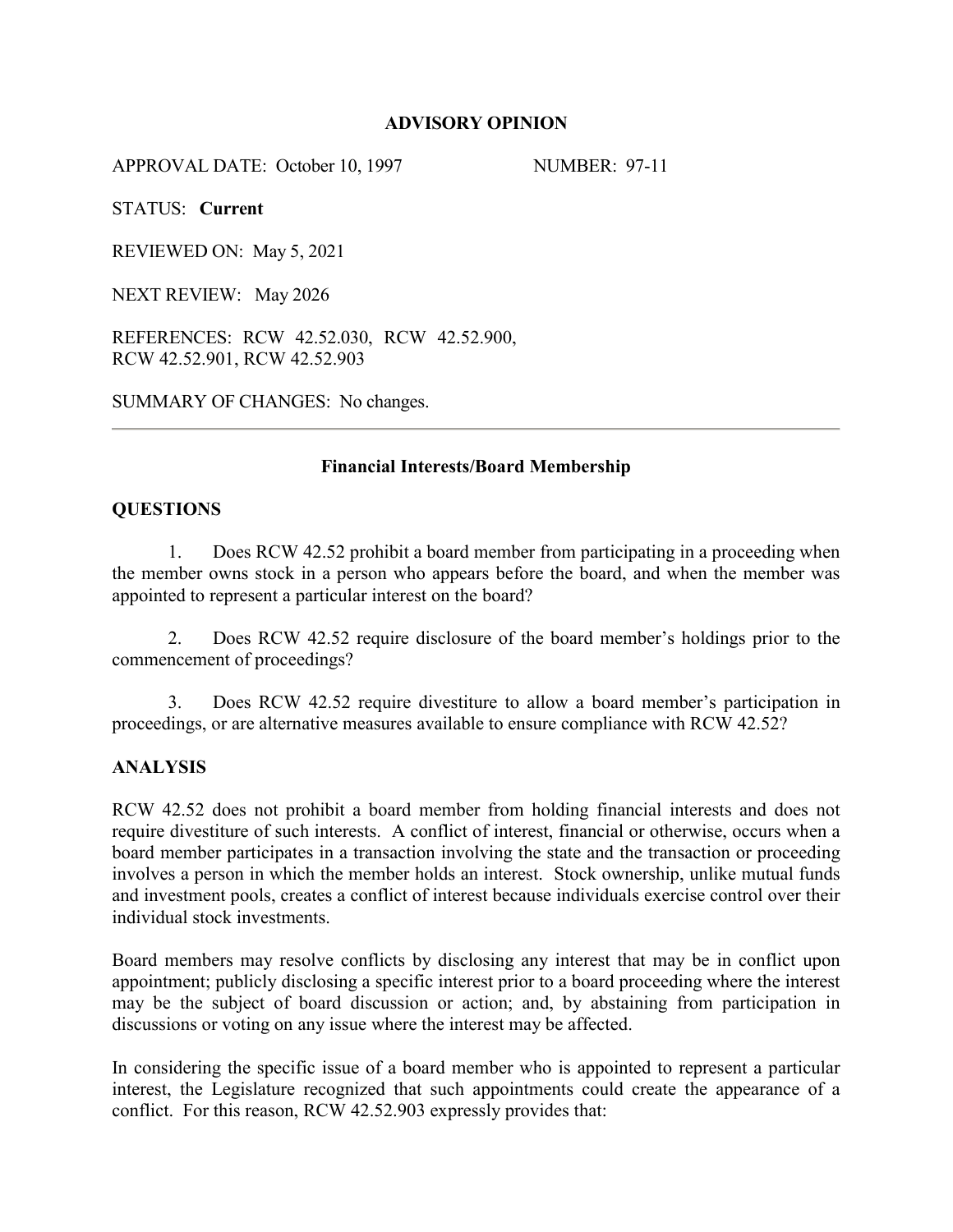# ADVISORY OPINION

APPROVAL DATE: October 10, 1997 NUMBER: 97-11

STATUS: **Current**

REVIEWED ON: May 5, 2021

NEXT REVIEW: May 2026

REFERENCES: RCW 42.52.030, RCW 42.52.900, RCW 42.52.901, RCW 42.52.903

SUMMARY OF CHANGES: No changes.

---

## Financial Interests/Board Membership

### QUESTIONS

1. Does RCW 42.52 prohibit a board member from participating in a proceeding when the member owns stock in a person who appears before the board, and when the member was appointed to represent a particular interest on the board?

2. Does RCW 42.52 require disclosure of the board member's holdings prior to the commencement of proceedings?

3. Does RCW 42.52 require divestiture to allow a board member's participation in proceedings, or are alternative measures available to ensure compliance with RCW 42.52?

### ANALYSIS

RCW 42.52 does not prohibit a board member from holding financial interests and does not require divestiture of such interests. A conflict of interest, financial or otherwise, occurs when a board member participates in a transaction involving the state and the transaction or proceeding involves a person in which the member holds an interest. Stock ownership, unlike mutual funds and investment pools, creates a conflict of interest because individuals exercise control over their individual stock investments.

Board members may resolve conflicts by disclosing any interest that may be in conflict upon appointment; publicly disclosing a specific interest prior to a board proceeding where the interest may be the subject of board discussion or action; and, by abstaining from participation in discussions or voting on any issue where the interest may be affected.

In considering the specific issue of a board member who is appointed to represent a particular interest, the Legislature recognized that such appointments could create the appearance of a conflict. For this reason, RCW 42.52.903 expressly provides that: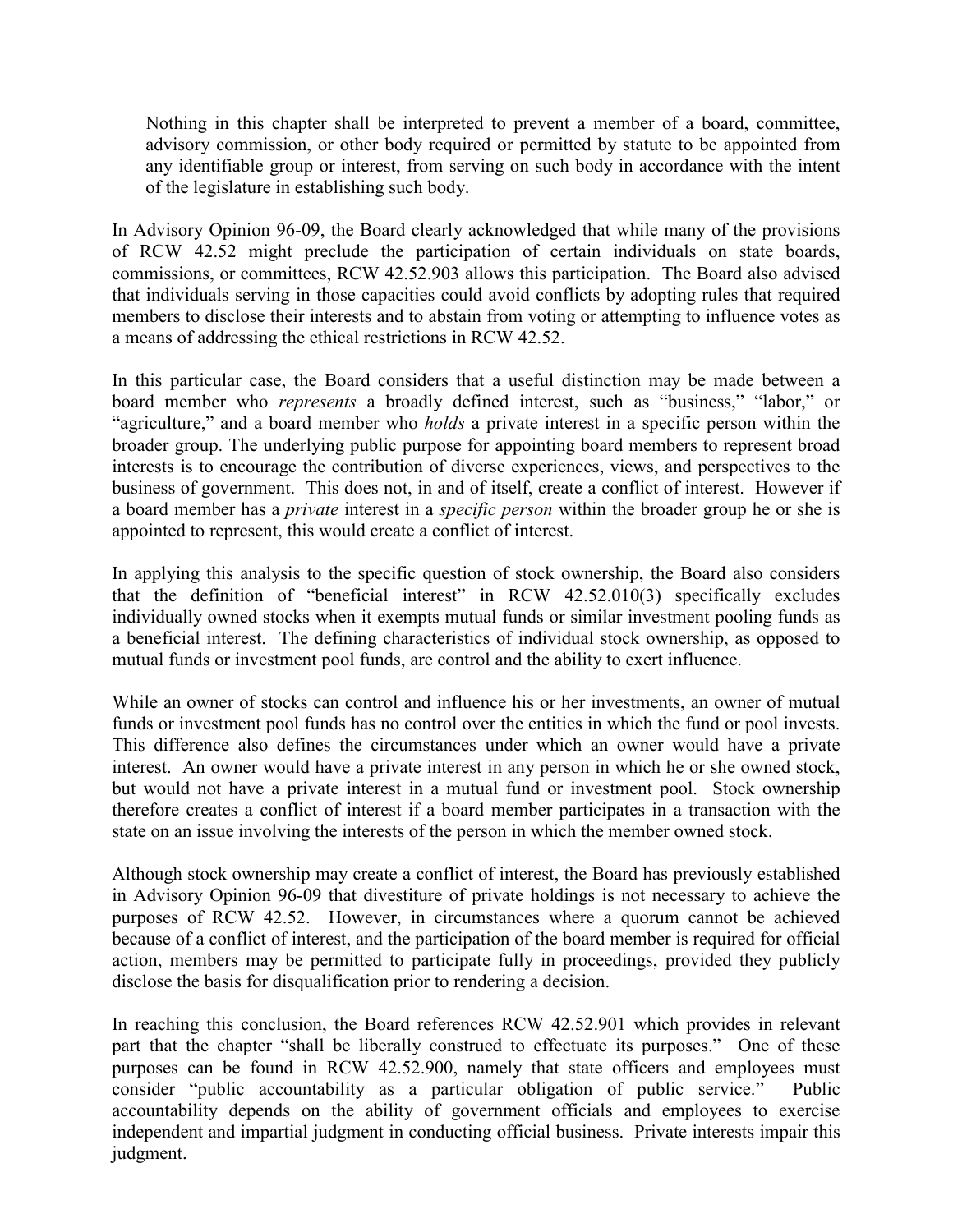> Nothing in this chapter shall be interpreted to prevent a member of a board, committee, advisory commission, or other body required or permitted by statute to be appointed from any identifiable group or interest, from serving on such body in accordance with the intent of the legislature in establishing such body.

In Advisory Opinion 96-09, the Board clearly acknowledged that while many of the provisions of RCW 42.52 might preclude the participation of certain individuals on state boards, commissions, or committees, RCW 42.52.903 allows this participation. The Board also advised that individuals serving in those capacities could avoid conflicts by adopting rules that required members to disclose their interests and to abstain from voting or attempting to influence votes as a means of addressing the ethical restrictions in RCW 42.52.

In this particular case, the Board considers that a useful distinction may be made between a board member who *represents* a broadly defined interest, such as "business," "labor," or "agriculture," and a board member who *holds* a private interest in a specific person within the broader group. The underlying public purpose for appointing board members to represent broad interests is to encourage the contribution of diverse experiences, views, and perspectives to the business of government. This does not, in and of itself, create a conflict of interest. However if a board member has a *private* interest in a *specific person* within the broader group he or she is appointed to represent, this would create a conflict of interest.

In applying this analysis to the specific question of stock ownership, the Board also considers that the definition of "beneficial interest" in RCW 42.52.010(3) specifically excludes individually owned stocks when it exempts mutual funds or similar investment pooling funds as a beneficial interest. The defining characteristics of individual stock ownership, as opposed to mutual funds or investment pool funds, are control and the ability to exert influence.

While an owner of stocks can control and influence his or her investments, an owner of mutual funds or investment pool funds has no control over the entities in which the fund or pool invests. This difference also defines the circumstances under which an owner would have a private interest. An owner would have a private interest in any person in which he or she owned stock, but would not have a private interest in a mutual fund or investment pool. Stock ownership therefore creates a conflict of interest if a board member participates in a transaction with the state on an issue involving the interests of the person in which the member owned stock.

Although stock ownership may create a conflict of interest, the Board has previously established in Advisory Opinion 96-09 that divestiture of private holdings is not necessary to achieve the purposes of RCW 42.52. However, in circumstances where a quorum cannot be achieved because of a conflict of interest, and the participation of the board member is required for official action, members may be permitted to participate fully in proceedings, provided they publicly disclose the basis for disqualification prior to rendering a decision.

In reaching this conclusion, the Board references RCW 42.52.901 which provides in relevant part that the chapter "shall be liberally construed to effectuate its purposes." One of these purposes can be found in RCW 42.52.900, namely that state officers and employees must consider "public accountability as a particular obligation of public service." Public accountability depends on the ability of government officials and employees to exercise independent and impartial judgment in conducting official business. Private interests impair this judgment.